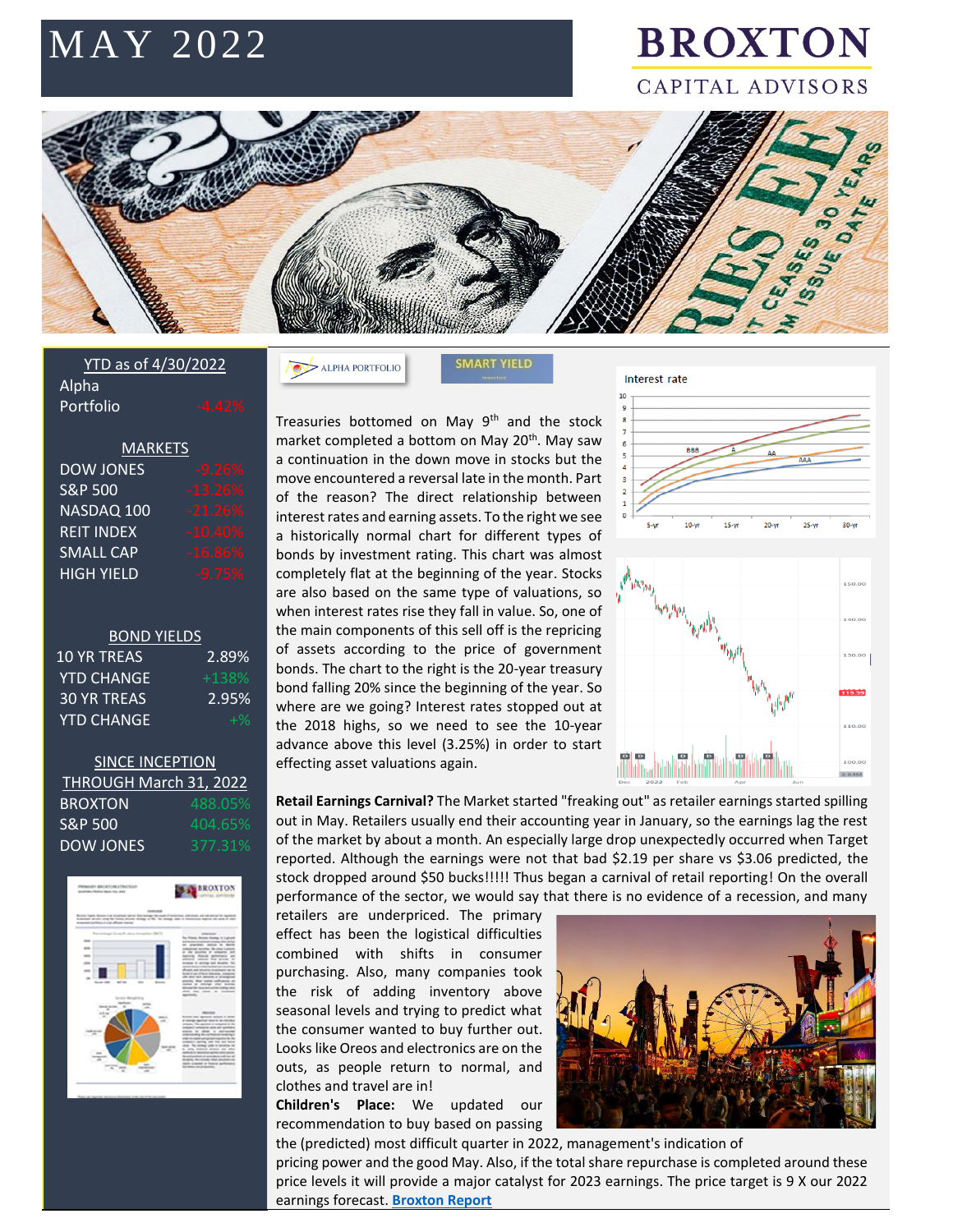# MAY 2022

**BROXTON**
CAPITAL ADVISORS

**YTD as of 4/30/2022**

| | |
|---|---|
| Alpha Portfolio | -4.42% |

**MARKETS**

| | |
|---|---|
| DOW JONES | -9.26% |
| S&P 500 | -13.26% |
| NASDAQ 100 | -21.26% |
| REIT INDEX | -10.40% |
| SMALL CAP | -16.86% |
| HIGH YIELD | -9.75% |

**BOND YIELDS**

| | |
|---|---|
| 10 YR TREAS | 2.89% |
| YTD CHANGE | +138% |
| 30 YR TREAS | 2.95% |
| YTD CHANGE | +% |

**SINCE INCEPTION THROUGH March 31, 2022**

| | |
|---|---|
| BROXTON | 488.05% |
| S&P 500 | 404.65% |
| DOW JONES | 377.31% |

ALPHA PORTFOLIO | SMART YIELD

Treasuries bottomed on May 9th and the stock market completed a bottom on May 20th. May saw a continuation in the down move in stocks but the move encountered a reversal late in the month. Part of the reason? The direct relationship between interest rates and earning assets. To the right we see a historically normal chart for different types of bonds by investment rating. This chart was almost completely flat at the beginning of the year. Stocks are also based on the same type of valuations, so when interest rates rise they fall in value. So, one of the main components of this sell off is the repricing of assets according to the price of government bonds. The chart to the right is the 20-year treasury bond falling 20% since the beginning of the year. So where are we going? Interest rates stopped out at the 2018 highs, so we need to see the 10-year advance above this level (3.25%) in order to start effecting asset valuations again.

**Retail Earnings Carnival?** The Market started "freaking out" as retailer earnings started spilling out in May. Retailers usually end their accounting year in January, so the earnings lag the rest of the market by about a month. An especially large drop unexpectedly occurred when Target reported. Although the earnings were not that bad $2.19 per share vs $3.06 predicted, the stock dropped around $50 bucks!!!!! Thus began a carnival of retail reporting! On the overall performance of the sector, we would say that there is no evidence of a recession, and many retailers are underpriced. The primary effect has been the logistical difficulties combined with shifts in consumer purchasing. Also, many companies took the risk of adding inventory above seasonal levels and trying to predict what the consumer wanted to buy further out. Looks like Oreos and electronics are on the outs, as people return to normal, and clothes and travel are in!

**Children's Place:** We updated our recommendation to buy based on passing the (predicted) most difficult quarter in 2022, management's indication of pricing power and the good May. Also, if the total share repurchase is completed around these price levels it will provide a major catalyst for 2023 earnings. The price target is 9 X our 2022 earnings forecast. [Broxton Report]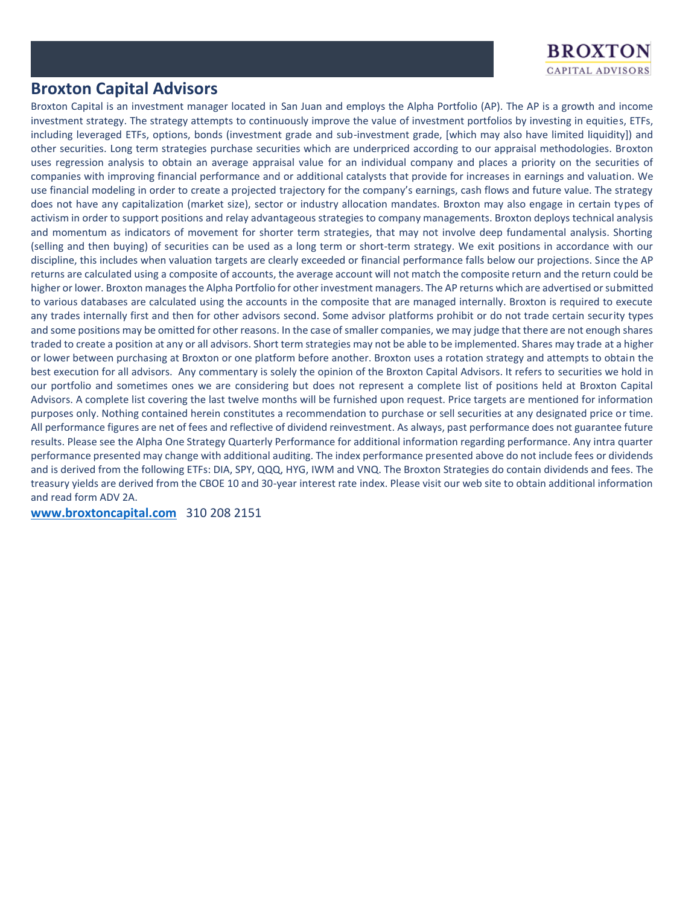## Broxton Capital Advisors

Broxton Capital is an investment manager located in San Juan and employs the Alpha Portfolio (AP). The AP is a growth and income investment strategy. The strategy attempts to continuously improve the value of investment portfolios by investing in equities, ETFs, including leveraged ETFs, options, bonds (investment grade and sub-investment grade, [which may also have limited liquidity]) and other securities. Long term strategies purchase securities which are underpriced according to our appraisal methodologies. Broxton uses regression analysis to obtain an average appraisal value for an individual company and places a priority on the securities of companies with improving financial performance and or additional catalysts that provide for increases in earnings and valuation. We use financial modeling in order to create a projected trajectory for the company's earnings, cash flows and future value. The strategy does not have any capitalization (market size), sector or industry allocation mandates. Broxton may also engage in certain types of activism in order to support positions and relay advantageous strategies to company managements. Broxton deploys technical analysis and momentum as indicators of movement for shorter term strategies, that may not involve deep fundamental analysis. Shorting (selling and then buying) of securities can be used as a long term or short-term strategy. We exit positions in accordance with our discipline, this includes when valuation targets are clearly exceeded or financial performance falls below our projections. Since the AP returns are calculated using a composite of accounts, the average account will not match the composite return and the return could be higher or lower. Broxton manages the Alpha Portfolio for other investment managers. The AP returns which are advertised or submitted to various databases are calculated using the accounts in the composite that are managed internally. Broxton is required to execute any trades internally first and then for other advisors second. Some advisor platforms prohibit or do not trade certain security types and some positions may be omitted for other reasons. In the case of smaller companies, we may judge that there are not enough shares traded to create a position at any or all advisors. Short term strategies may not be able to be implemented. Shares may trade at a higher or lower between purchasing at Broxton or one platform before another. Broxton uses a rotation strategy and attempts to obtain the best execution for all advisors. Any commentary is solely the opinion of the Broxton Capital Advisors. It refers to securities we hold in our portfolio and sometimes ones we are considering but does not represent a complete list of positions held at Broxton Capital Advisors. A complete list covering the last twelve months will be furnished upon request. Price targets are mentioned for information purposes only. Nothing contained herein constitutes a recommendation to purchase or sell securities at any designated price or time. All performance figures are net of fees and reflective of dividend reinvestment. As always, past performance does not guarantee future results. Please see the Alpha One Strategy Quarterly Performance for additional information regarding performance. Any intra quarter performance presented may change with additional auditing. The index performance presented above do not include fees or dividends and is derived from the following ETFs: DIA, SPY, QQQ, HYG, IWM and VNQ. The Broxton Strategies do contain dividends and fees. The treasury yields are derived from the CBOE 10 and 30-year interest rate index. Please visit our web site to obtain additional information and read form ADV 2A.

**www.broxtoncapital.com** 310 208 2151